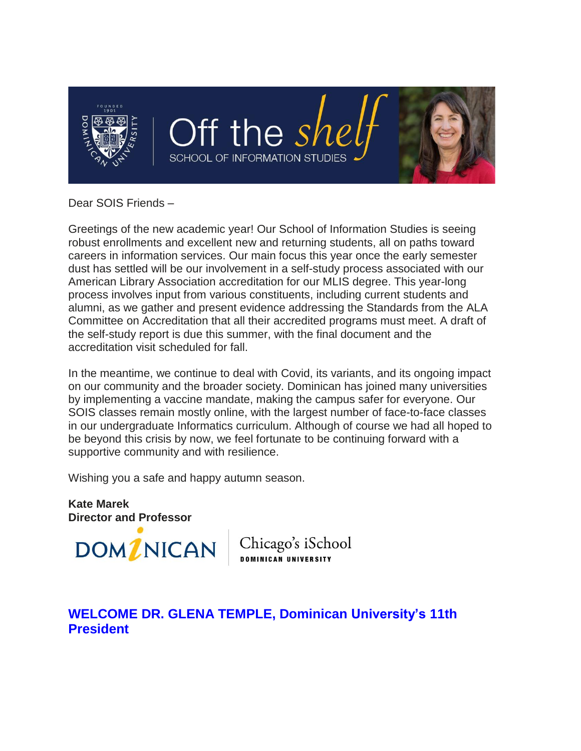# Off the shelf

SCHOOL OF INFORMATION STUDIES

Dear SOIS Friends –

Greetings of the new academic year! Our School of Information Studies is seeing robust enrollments and excellent new and returning students, all on paths toward careers in information services. Our main focus this year once the early semester dust has settled will be our involvement in a self-study process associated with our American Library Association accreditation for our MLIS degree. This year-long process involves input from various constituents, including current students and alumni, as we gather and present evidence addressing the Standards from the ALA Committee on Accreditation that all their accredited programs must meet. A draft of the self-study report is due this summer, with the final document and the accreditation visit scheduled for fall.

In the meantime, we continue to deal with Covid, its variants, and its ongoing impact on our community and the broader society. Dominican has joined many universities by implementing a vaccine mandate, making the campus safer for everyone. Our SOIS classes remain mostly online, with the largest number of face-to-face classes in our undergraduate Informatics curriculum. Although of course we had all hoped to be beyond this crisis by now, we feel fortunate to be continuing forward with a supportive community and with resilience.

Wishing you a safe and happy autumn season.

**Kate Marek**
**Director and Professor**

DOMINICAN | Chicago's iSchool DOMINICAN UNIVERSITY

## WELCOME DR. GLENA TEMPLE, Dominican University's 11th President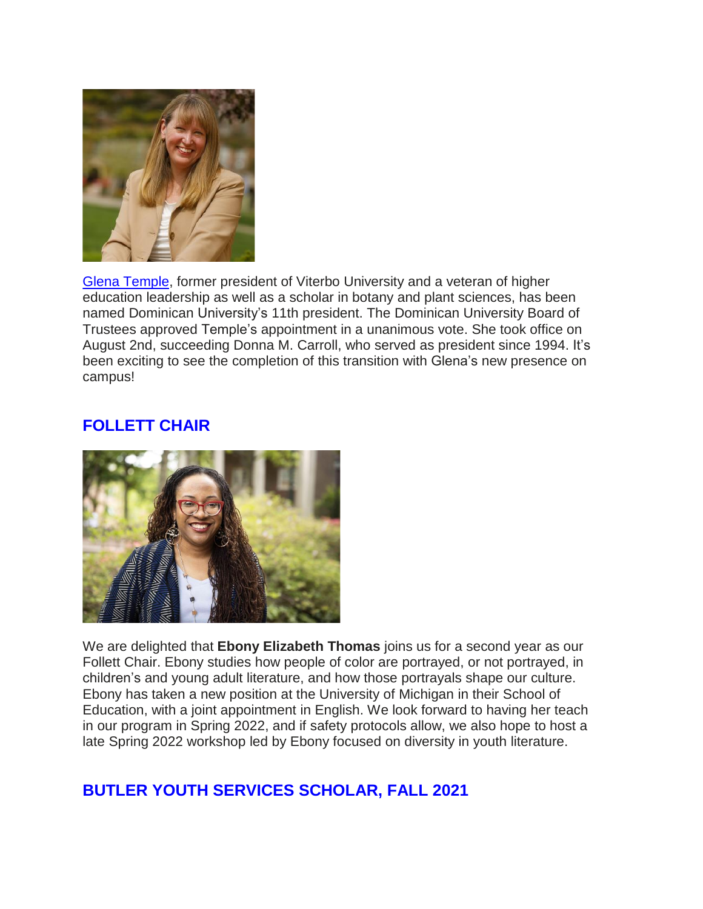[Glena Temple](), former president of Viterbo University and a veteran of higher education leadership as well as a scholar in botany and plant sciences, has been named Dominican University's 11th president. The Dominican University Board of Trustees approved Temple's appointment in a unanimous vote. She took office on August 2nd, succeeding Donna M. Carroll, who served as president since 1994. It's been exciting to see the completion of this transition with Glena's new presence on campus!

## FOLLETT CHAIR

We are delighted that **Ebony Elizabeth Thomas** joins us for a second year as our Follett Chair. Ebony studies how people of color are portrayed, or not portrayed, in children's and young adult literature, and how those portrayals shape our culture. Ebony has taken a new position at the University of Michigan in their School of Education, with a joint appointment in English. We look forward to having her teach in our program in Spring 2022, and if safety protocols allow, we also hope to host a late Spring 2022 workshop led by Ebony focused on diversity in youth literature.

## BUTLER YOUTH SERVICES SCHOLAR, FALL 2021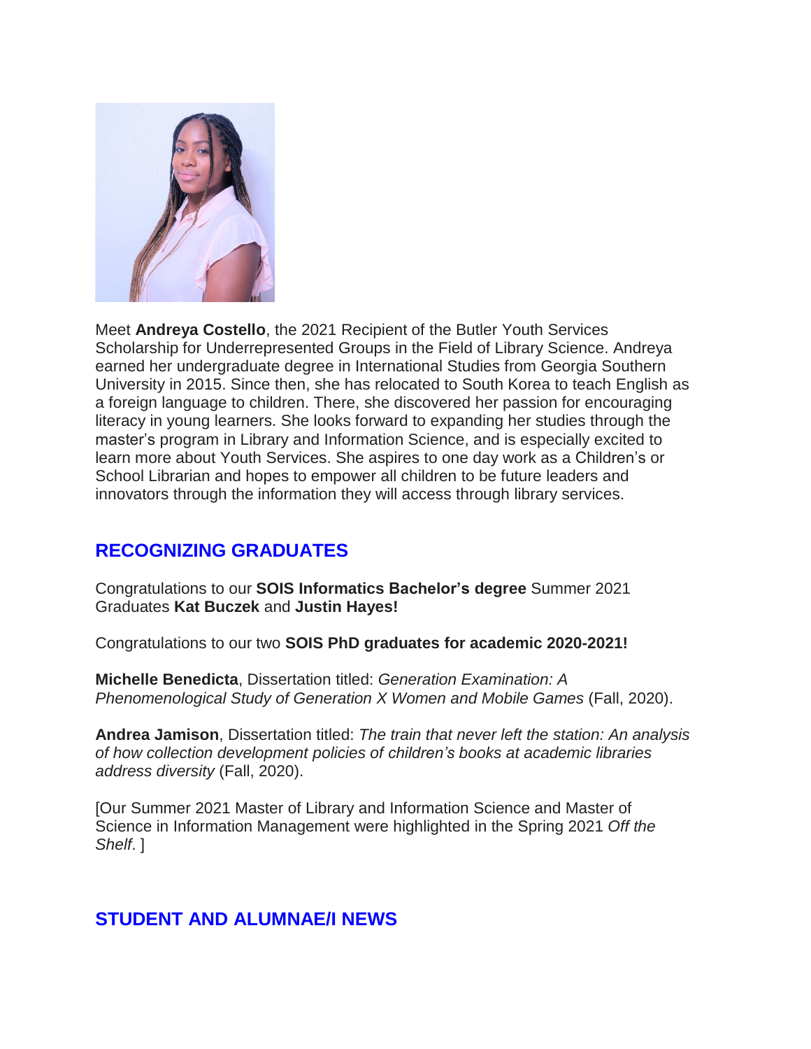Meet **Andreya Costello**, the 2021 Recipient of the Butler Youth Services Scholarship for Underrepresented Groups in the Field of Library Science. Andreya earned her undergraduate degree in International Studies from Georgia Southern University in 2015. Since then, she has relocated to South Korea to teach English as a foreign language to children. There, she discovered her passion for encouraging literacy in young learners. She looks forward to expanding her studies through the master's program in Library and Information Science, and is especially excited to learn more about Youth Services. She aspires to one day work as a Children's or School Librarian and hopes to empower all children to be future leaders and innovators through the information they will access through library services.

## RECOGNIZING GRADUATES

Congratulations to our **SOIS Informatics Bachelor's degree** Summer 2021 Graduates **Kat Buczek** and **Justin Hayes!**

Congratulations to our two **SOIS PhD graduates for academic 2020-2021!**

**Michelle Benedicta**, Dissertation titled: *Generation Examination: A Phenomenological Study of Generation X Women and Mobile Games* (Fall, 2020).

**Andrea Jamison**, Dissertation titled: *The train that never left the station: An analysis of how collection development policies of children's books at academic libraries address diversity* (Fall, 2020).

[Our Summer 2021 Master of Library and Information Science and Master of Science in Information Management were highlighted in the Spring 2021 *Off the Shelf*. ]

## STUDENT AND ALUMNAE/I NEWS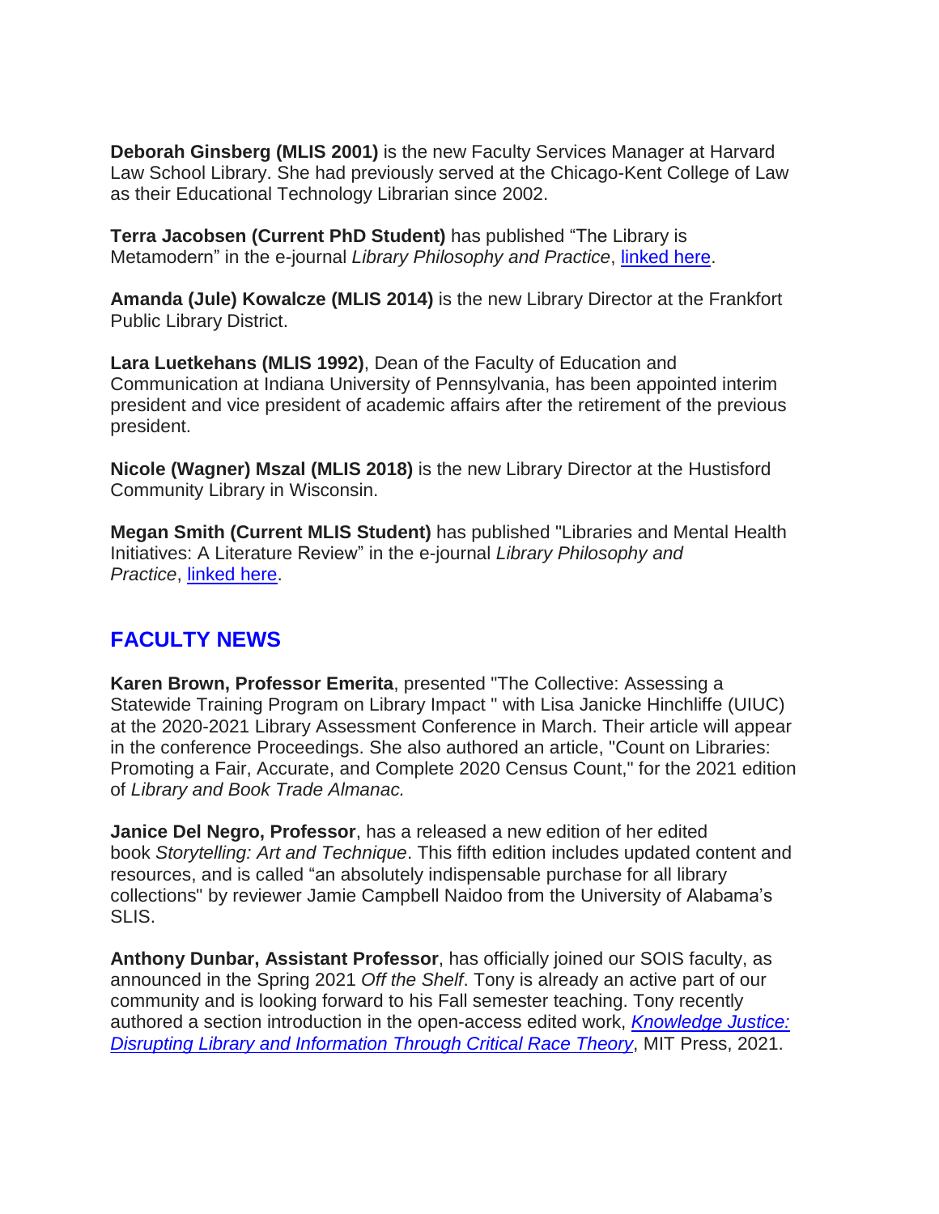**Deborah Ginsberg (MLIS 2001)** is the new Faculty Services Manager at Harvard Law School Library. She had previously served at the Chicago-Kent College of Law as their Educational Technology Librarian since 2002.

**Terra Jacobsen (Current PhD Student)** has published "The Library is Metamodern" in the e-journal *Library Philosophy and Practice*, linked here.

**Amanda (Jule) Kowalcze (MLIS 2014)** is the new Library Director at the Frankfort Public Library District.

**Lara Luetkehans (MLIS 1992)**, Dean of the Faculty of Education and Communication at Indiana University of Pennsylvania, has been appointed interim president and vice president of academic affairs after the retirement of the previous president.

**Nicole (Wagner) Mszal (MLIS 2018)** is the new Library Director at the Hustisford Community Library in Wisconsin.

**Megan Smith (Current MLIS Student)** has published "Libraries and Mental Health Initiatives: A Literature Review" in the e-journal *Library Philosophy and Practice*, linked here.

## FACULTY NEWS

**Karen Brown, Professor Emerita**, presented "The Collective: Assessing a Statewide Training Program on Library Impact " with Lisa Janicke Hinchliffe (UIUC) at the 2020-2021 Library Assessment Conference in March. Their article will appear in the conference Proceedings. She also authored an article, "Count on Libraries: Promoting a Fair, Accurate, and Complete 2020 Census Count," for the 2021 edition of *Library and Book Trade Almanac.*

**Janice Del Negro, Professor**, has a released a new edition of her edited book *Storytelling: Art and Technique*. This fifth edition includes updated content and resources, and is called "an absolutely indispensable purchase for all library collections" by reviewer Jamie Campbell Naidoo from the University of Alabama's SLIS.

**Anthony Dunbar, Assistant Professor**, has officially joined our SOIS faculty, as announced in the Spring 2021 *Off the Shelf*. Tony is already an active part of our community and is looking forward to his Fall semester teaching. Tony recently authored a section introduction in the open-access edited work, *Knowledge Justice: Disrupting Library and Information Through Critical Race Theory*, MIT Press, 2021.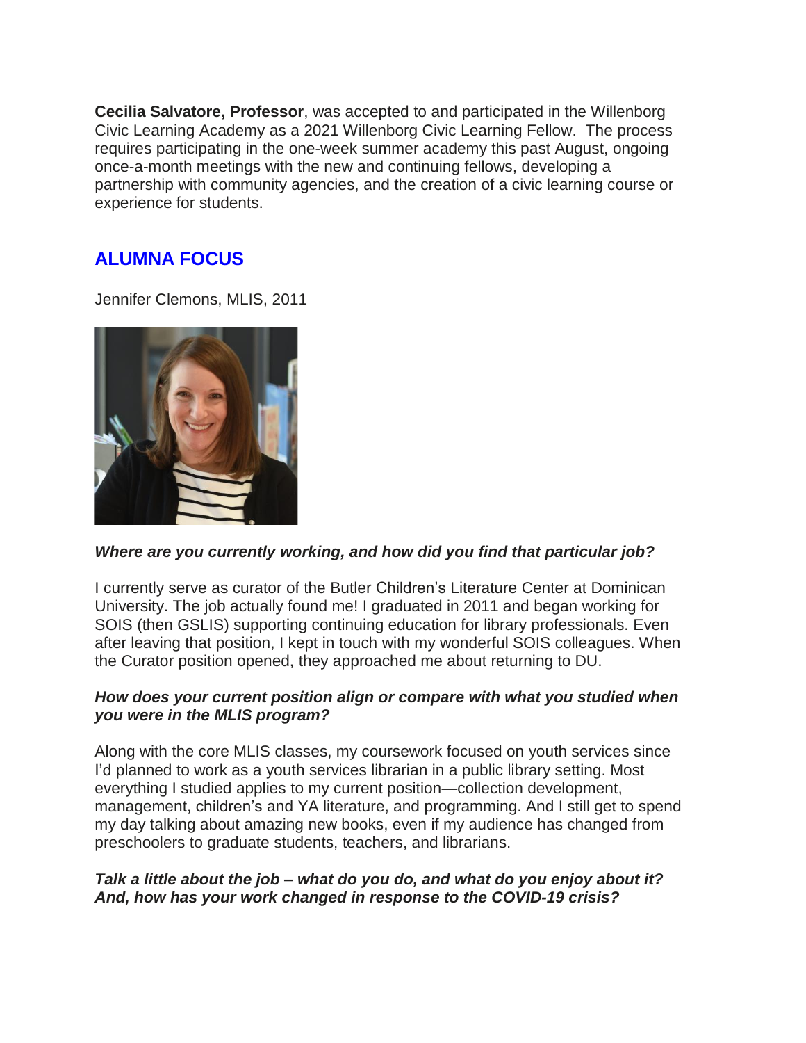**Cecilia Salvatore, Professor**, was accepted to and participated in the Willenborg Civic Learning Academy as a 2021 Willenborg Civic Learning Fellow. The process requires participating in the one-week summer academy this past August, ongoing once-a-month meetings with the new and continuing fellows, developing a partnership with community agencies, and the creation of a civic learning course or experience for students.

## ALUMNA FOCUS

Jennifer Clemons, MLIS, 2011

***Where are you currently working, and how did you find that particular job?***

I currently serve as curator of the Butler Children's Literature Center at Dominican University. The job actually found me! I graduated in 2011 and began working for SOIS (then GSLIS) supporting continuing education for library professionals. Even after leaving that position, I kept in touch with my wonderful SOIS colleagues. When the Curator position opened, they approached me about returning to DU.

***How does your current position align or compare with what you studied when you were in the MLIS program?***

Along with the core MLIS classes, my coursework focused on youth services since I'd planned to work as a youth services librarian in a public library setting. Most everything I studied applies to my current position—collection development, management, children's and YA literature, and programming. And I still get to spend my day talking about amazing new books, even if my audience has changed from preschoolers to graduate students, teachers, and librarians.

***Talk a little about the job – what do you do, and what do you enjoy about it? And, how has your work changed in response to the COVID-19 crisis?***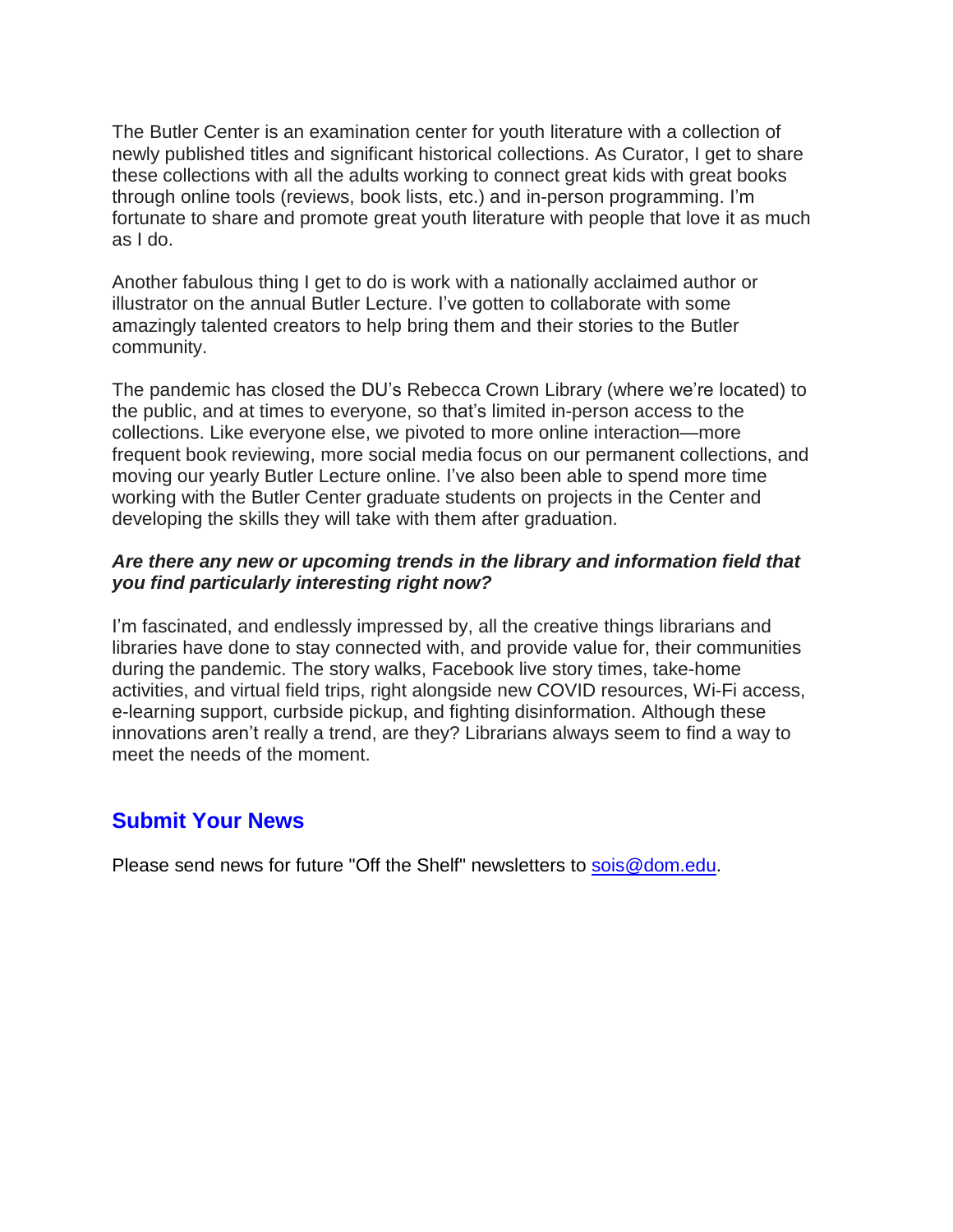The Butler Center is an examination center for youth literature with a collection of newly published titles and significant historical collections. As Curator, I get to share these collections with all the adults working to connect great kids with great books through online tools (reviews, book lists, etc.) and in-person programming. I'm fortunate to share and promote great youth literature with people that love it as much as I do.

Another fabulous thing I get to do is work with a nationally acclaimed author or illustrator on the annual Butler Lecture. I've gotten to collaborate with some amazingly talented creators to help bring them and their stories to the Butler community.

The pandemic has closed the DU's Rebecca Crown Library (where we're located) to the public, and at times to everyone, so that's limited in-person access to the collections. Like everyone else, we pivoted to more online interaction—more frequent book reviewing, more social media focus on our permanent collections, and moving our yearly Butler Lecture online. I've also been able to spend more time working with the Butler Center graduate students on projects in the Center and developing the skills they will take with them after graduation.

***Are there any new or upcoming trends in the library and information field that you find particularly interesting right now?***

I'm fascinated, and endlessly impressed by, all the creative things librarians and libraries have done to stay connected with, and provide value for, their communities during the pandemic. The story walks, Facebook live story times, take-home activities, and virtual field trips, right alongside new COVID resources, Wi-Fi access, e-learning support, curbside pickup, and fighting disinformation. Although these innovations aren't really a trend, are they? Librarians always seem to find a way to meet the needs of the moment.

## Submit Your News

Please send news for future "Off the Shelf" newsletters to sois@dom.edu.